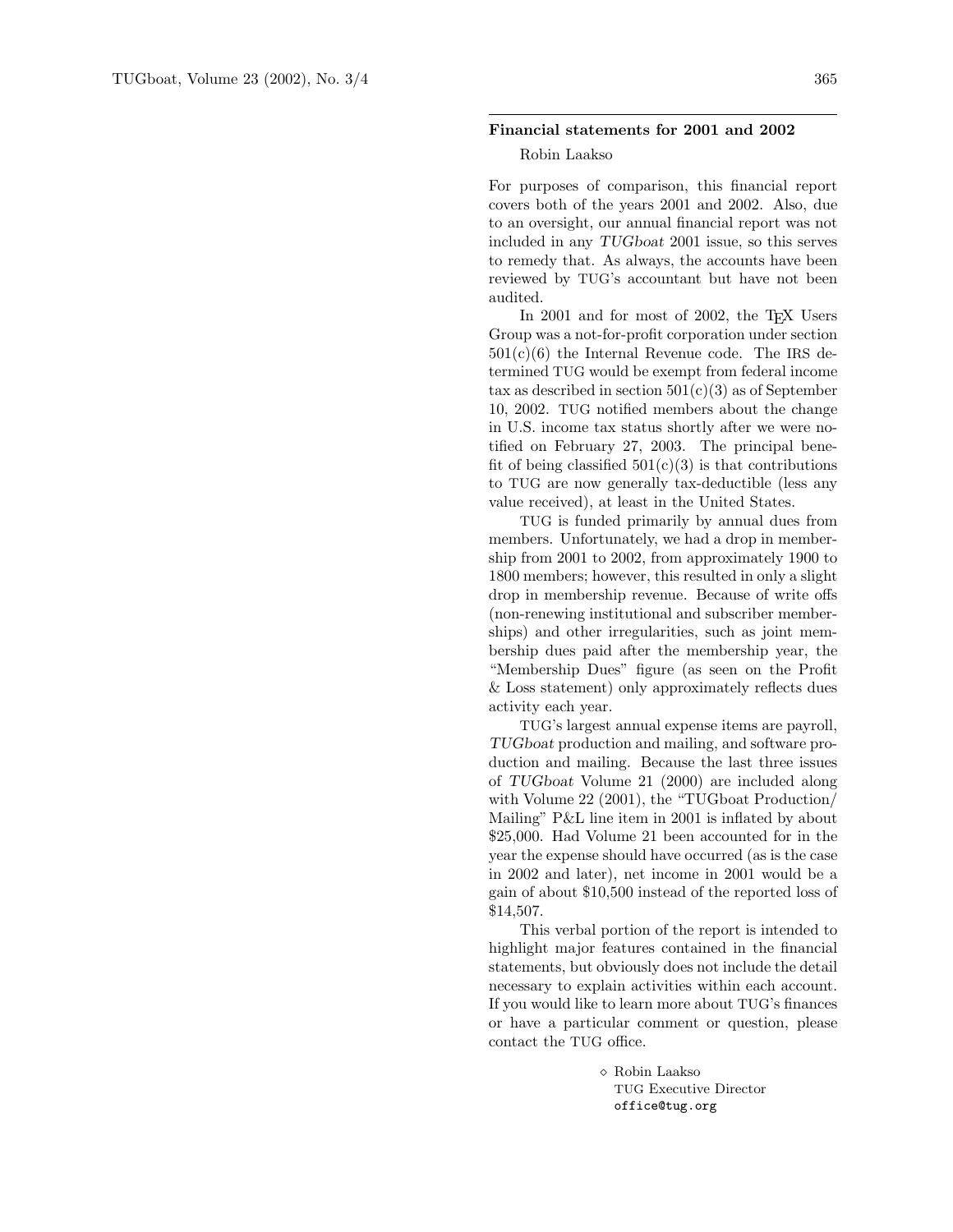## Financial statements for 2001 and 2002

Robin Laakso

For purposes of comparison, this financial report covers both of the years 2001 and 2002. Also, due to an oversight, our annual financial report was not included in any *TUGboat* 2001 issue, so this serves to remedy that. As always, the accounts have been reviewed by TUG's accountant but have not been audited.

In 2001 and for most of 2002, the TeX Users Group was a not-for-profit corporation under section 501(c)(6) the Internal Revenue code. The IRS determined TUG would be exempt from federal income tax as described in section 501(c)(3) as of September 10, 2002. TUG notified members about the change in U.S. income tax status shortly after we were notified on February 27, 2003. The principal benefit of being classified 501(c)(3) is that contributions to TUG are now generally tax-deductible (less any value received), at least in the United States.

TUG is funded primarily by annual dues from members. Unfortunately, we had a drop in membership from 2001 to 2002, from approximately 1900 to 1800 members; however, this resulted in only a slight drop in membership revenue. Because of write offs (non-renewing institutional and subscriber memberships) and other irregularities, such as joint membership dues paid after the membership year, the "Membership Dues" figure (as seen on the Profit & Loss statement) only approximately reflects dues activity each year.

TUG's largest annual expense items are payroll, *TUGboat* production and mailing, and software production and mailing. Because the last three issues of *TUGboat* Volume 21 (2000) are included along with Volume 22 (2001), the "TUGboat Production/Mailing" P&L line item in 2001 is inflated by about \$25,000. Had Volume 21 been accounted for in the year the expense should have occurred (as is the case in 2002 and later), net income in 2001 would be a gain of about \$10,500 instead of the reported loss of \$14,507.

This verbal portion of the report is intended to highlight major features contained in the financial statements, but obviously does not include the detail necessary to explain activities within each account. If you would like to learn more about TUG's finances or have a particular comment or question, please contact the TUG office.

⋄ Robin Laakso
TUG Executive Director
office@tug.org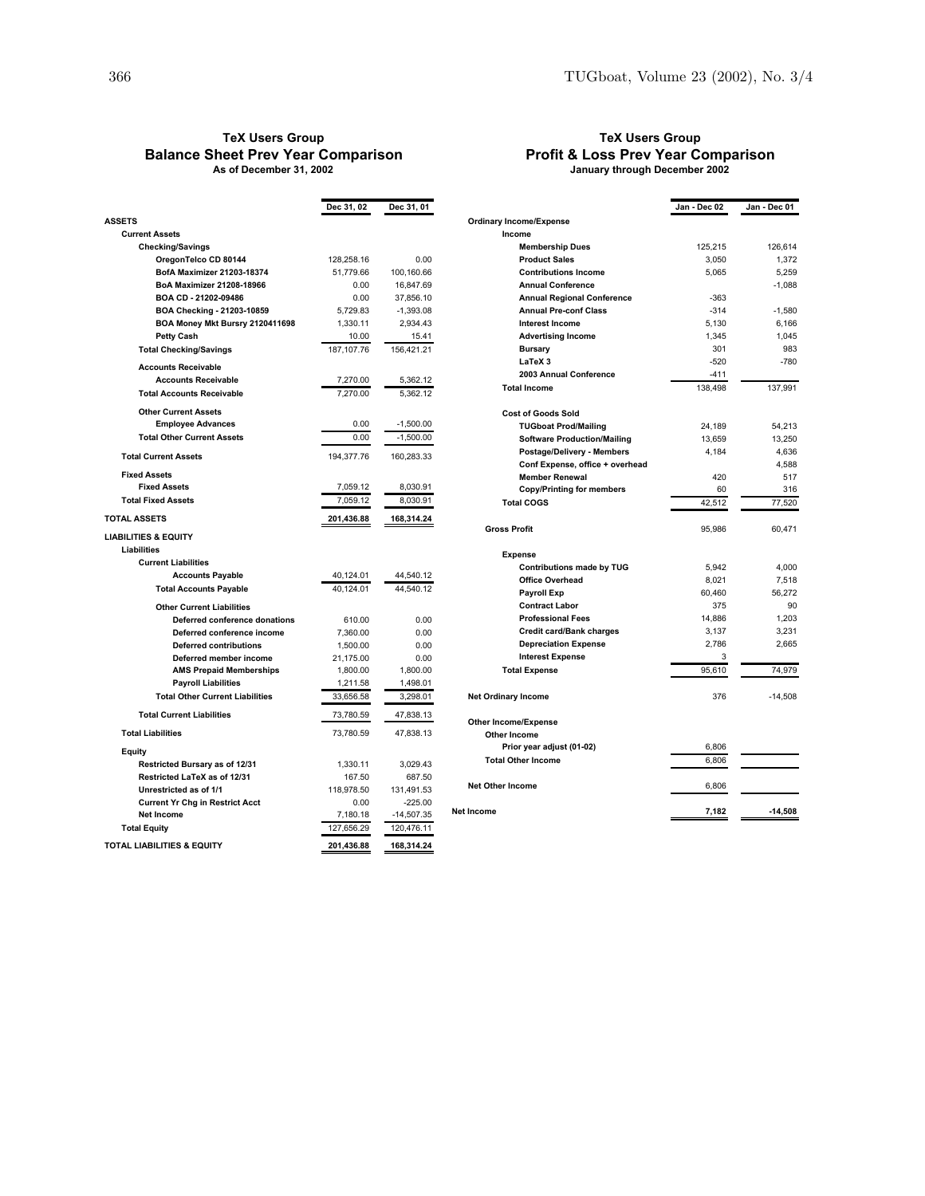## TeX Users Group
## Balance Sheet Prev Year Comparison
**As of December 31, 2002**

| | Dec 31, 02 | Dec 31, 01 |
|---|---|---|
| **ASSETS** | | |
| **Current Assets** | | |
| **Checking/Savings** | | |
| **OregonTelco CD 80144** | 128,258.16 | 0.00 |
| **BofA Maximizer 21203-18374** | 51,779.66 | 100,160.66 |
| **BoA Maximizer 21208-18966** | 0.00 | 16,847.69 |
| **BOA CD - 21202-09486** | 0.00 | 37,856.10 |
| **BOA Checking - 21203-10859** | 5,729.83 | -1,393.08 |
| **BOA Money Mkt Bursry 2120411698** | 1,330.11 | 2,934.43 |
| **Petty Cash** | 10.00 | 15.41 |
| **Total Checking/Savings** | 187,107.76 | 156,421.21 |
| **Accounts Receivable** | | |
| **Accounts Receivable** | 7,270.00 | 5,362.12 |
| **Total Accounts Receivable** | 7,270.00 | 5,362.12 |
| **Other Current Assets** | | |
| **Employee Advances** | 0.00 | -1,500.00 |
| **Total Other Current Assets** | 0.00 | -1,500.00 |
| **Total Current Assets** | 194,377.76 | 160,283.33 |
| **Fixed Assets** | | |
| **Fixed Assets** | 7,059.12 | 8,030.91 |
| **Total Fixed Assets** | 7,059.12 | 8,030.91 |
| **TOTAL ASSETS** | **201,436.88** | **168,314.24** |
| **LIABILITIES & EQUITY** | | |
| **Liabilities** | | |
| **Current Liabilities** | | |
| **Accounts Payable** | 40,124.01 | 44,540.12 |
| **Total Accounts Payable** | 40,124.01 | 44,540.12 |
| **Other Current Liabilities** | | |
| **Deferred conference donations** | 610.00 | 0.00 |
| **Deferred conference income** | 7,360.00 | 0.00 |
| **Deferred contributions** | 1,500.00 | 0.00 |
| **Deferred member income** | 21,175.00 | 0.00 |
| **AMS Prepaid Memberships** | 1,800.00 | 1,800.00 |
| **Payroll Liabilities** | 1,211.58 | 1,498.01 |
| **Total Other Current Liabilities** | 33,656.58 | 3,298.01 |
| **Total Current Liabilities** | 73,780.59 | 47,838.13 |
| **Total Liabilities** | 73,780.59 | 47,838.13 |
| **Equity** | | |
| **Restricted Bursary as of 12/31** | 1,330.11 | 3,029.43 |
| **Restricted LaTeX as of 12/31** | 167.50 | 687.50 |
| **Unrestricted as of 1/1** | 118,978.50 | 131,491.53 |
| **Current Yr Chg in Restrict Acct** | 0.00 | -225.00 |
| **Net Income** | 7,180.18 | -14,507.35 |
| **Total Equity** | 127,656.29 | 120,476.11 |
| **TOTAL LIABILITIES & EQUITY** | **201,436.88** | **168,314.24** |

## TeX Users Group
## Profit & Loss Prev Year Comparison
**January through December 2002**

| | Jan - Dec 02 | Jan - Dec 01 |
|---|---|---|
| **Ordinary Income/Expense** | | |
| **Income** | | |
| **Membership Dues** | 125,215 | 126,614 |
| **Product Sales** | 3,050 | 1,372 |
| **Contributions Income** | 5,065 | 5,259 |
| **Annual Conference** | | -1,088 |
| **Annual Regional Conference** | -363 | |
| **Annual Pre-conf Class** | -314 | -1,580 |
| **Interest Income** | 5,130 | 6,166 |
| **Advertising Income** | 1,345 | 1,045 |
| **Bursary** | 301 | 983 |
| **LaTeX 3** | -520 | -780 |
| **2003 Annual Conference** | -411 | |
| **Total Income** | 138,498 | 137,991 |
| **Cost of Goods Sold** | | |
| **TUGboat Prod/Mailing** | 24,189 | 54,213 |
| **Software Production/Mailing** | 13,659 | 13,250 |
| **Postage/Delivery - Members** | 4,184 | 4,636 |
| **Conf Expense, office + overhead** | | 4,588 |
| **Member Renewal** | 420 | 517 |
| **Copy/Printing for members** | 60 | 316 |
| **Total COGS** | 42,512 | 77,520 |
| **Gross Profit** | 95,986 | 60,471 |
| **Expense** | | |
| **Contributions made by TUG** | 5,942 | 4,000 |
| **Office Overhead** | 8,021 | 7,518 |
| **Payroll Exp** | 60,460 | 56,272 |
| **Contract Labor** | 375 | 90 |
| **Professional Fees** | 14,886 | 1,203 |
| **Credit card/Bank charges** | 3,137 | 3,231 |
| **Depreciation Expense** | 2,786 | 2,665 |
| **Interest Expense** | 3 | |
| **Total Expense** | 95,610 | 74,979 |
| **Net Ordinary Income** | 376 | -14,508 |
| **Other Income/Expense** | | |
| **Other Income** | | |
| **Prior year adjust (01-02)** | 6,806 | |
| **Total Other Income** | 6,806 | |
| **Net Other Income** | 6,806 | |
| **Net Income** | **7,182** | **-14,508** |